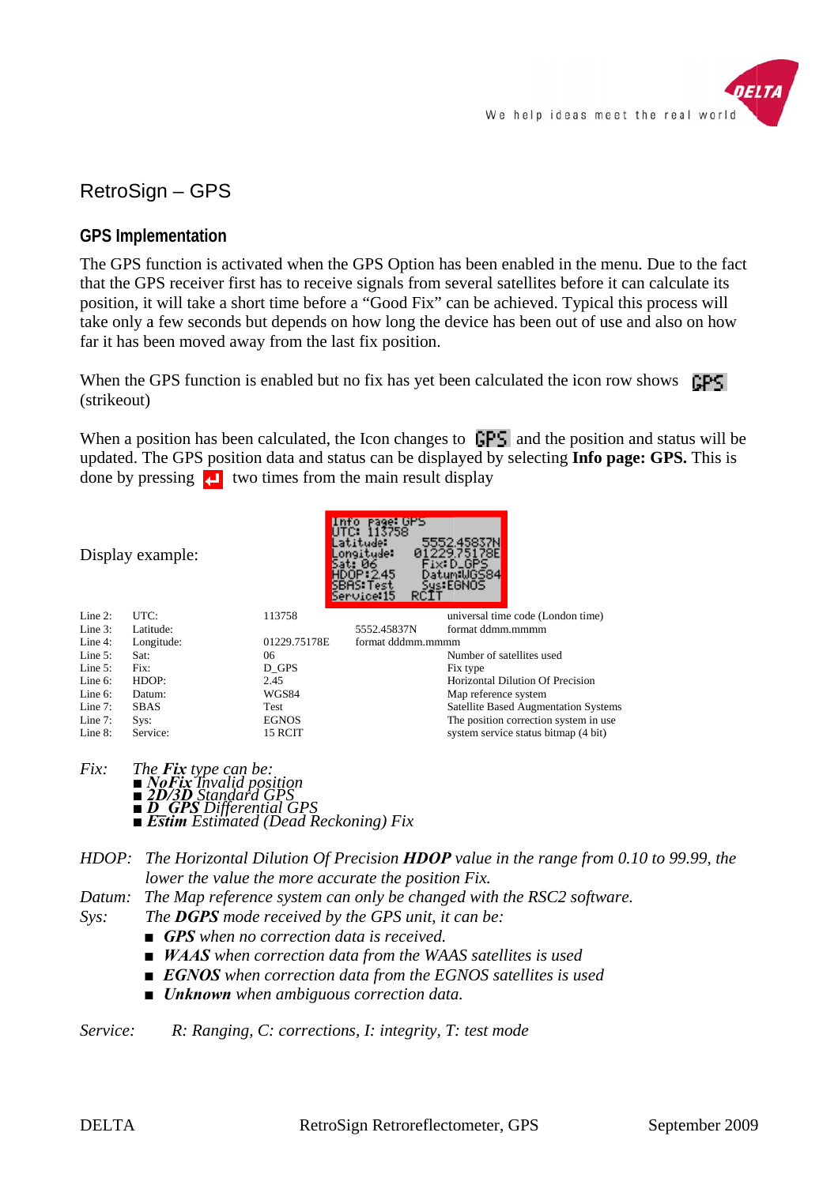# RetroSign – GPS

## GPS Implementation

The GPS function is activated when the GPS Option has been enabled in the menu. Due to the fact that the GPS receiver first has to receive signals from several satellites before it can calculate its position, it will take a short time before a "Good Fix" can be achieved. Typical this process will take only a few seconds but depends on how long the device has been out of use and also on how far it has been moved away from the last fix position.

When the GPS function is enabled but no fix has yet been calculated the icon row shows GPS (strikeout)

When a position has been calculated, the Icon changes to GPS and the position and status will be updated. The GPS position data and status can be displayed by selecting **Info page: GPS.** This is done by pressing ↵ two times from the main result display

Display example:

```
Info Page: GPS
UTC: 113758
Latitude:        5552.45837N
Longitude:      01229.75178E
Sat: 06          Fix:D_GPS
HDOP:2.45        Datum:WGS84
SBAS:Test        Sys:EGNOS
Service:15   RCIT
```

| | | | | |
|---|---|---|---|---|
| Line 2: | UTC: | 113758 | | universal time code (London time) |
| Line 3: | Latitude: | | 5552.45837N | format ddmm.mmmm |
| Line 4: | Longitude: | 01229.75178E | format dddmm.mmmm | |
| Line 5: | Sat: | 06 | | Number of satellites used |
| Line 5: | Fix: | D_GPS | | Fix type |
| Line 6: | HDOP: | 2.45 | | Horizontal Dilution Of Precision |
| Line 6: | Datum: | WGS84 | | Map reference system |
| Line 7: | SBAS | Test | | Satellite Based Augmentation Systems |
| Line 7: | Sys: | EGNOS | | The position correction system in use |
| Line 8: | Service: | 15 RCIT | | system service status bitmap (4 bit) |

*Fix:* *The **Fix** type can be:*

- ***NoFix** Invalid position*
- ***2D/3D** Standard GPS*
- ***D_GPS** Differential GPS*
- ***Estim** Estimated (Dead Reckoning) Fix*

*HDOP:* *The Horizontal Dilution Of Precision **HDOP** value in the range from 0.10 to 99.99, the lower the value the more accurate the position Fix.*

*Datum:* *The Map reference system can only be changed with the RSC2 software.*

*Sys:* *The **DGPS** mode received by the GPS unit, it can be:*

- ***GPS** when no correction data is received.*
- ***WAAS** when correction data from the WAAS satellites is used*
- ***EGNOS** when correction data from the EGNOS satellites is used*
- ***Unknown** when ambiguous correction data.*

*Service:* *R: Ranging, C: corrections, I: integrity, T: test mode*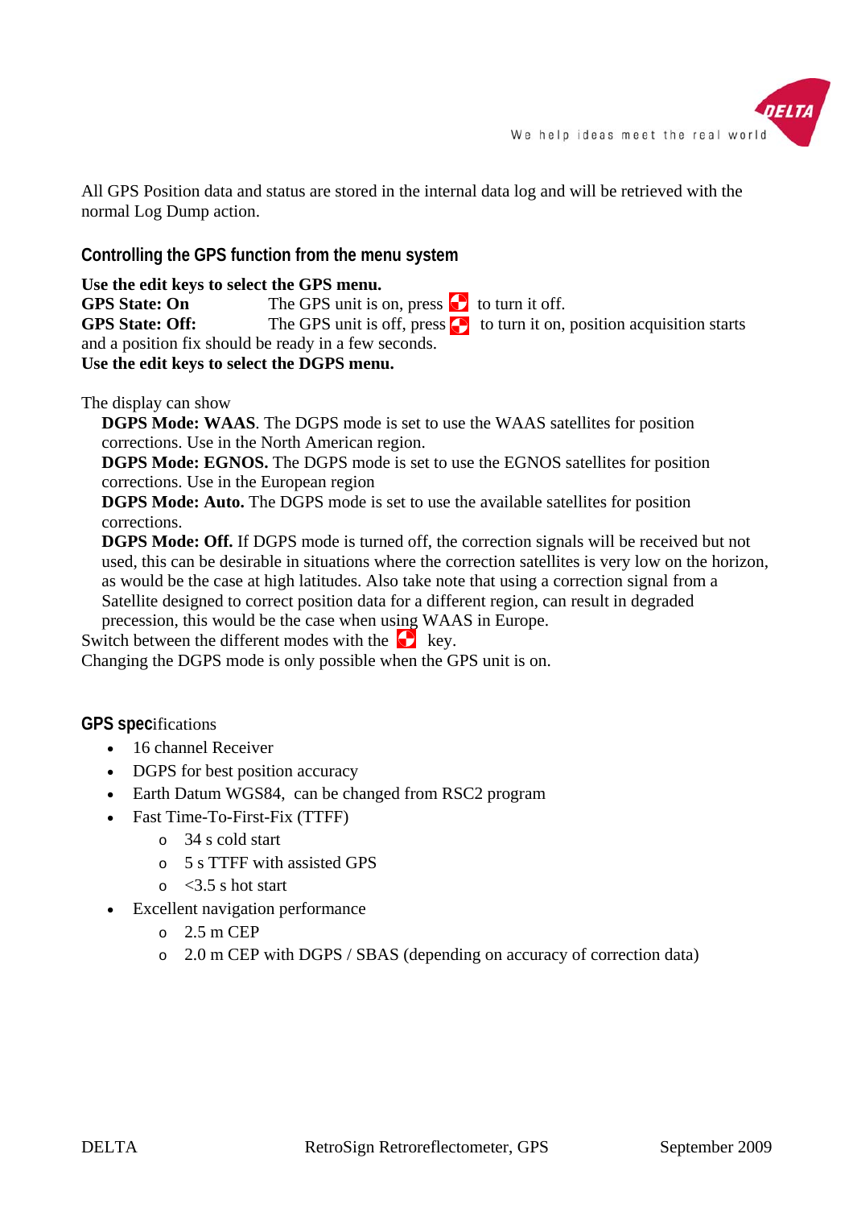All GPS Position data and status are stored in the internal data log and will be retrieved with the normal Log Dump action.

### Controlling the GPS function from the menu system

**Use the edit keys to select the GPS menu.**
**GPS State: On** The GPS unit is on, press to turn it off.
**GPS State: Off:** The GPS unit is off, press to turn it on, position acquisition starts and a position fix should be ready in a few seconds.
**Use the edit keys to select the DGPS menu.**

The display can show

**DGPS Mode: WAAS**. The DGPS mode is set to use the WAAS satellites for position corrections. Use in the North American region.
**DGPS Mode: EGNOS.** The DGPS mode is set to use the EGNOS satellites for position corrections. Use in the European region
**DGPS Mode: Auto.** The DGPS mode is set to use the available satellites for position corrections.
**DGPS Mode: Off.** If DGPS mode is turned off, the correction signals will be received but not used, this can be desirable in situations where the correction satellites is very low on the horizon, as would be the case at high latitudes. Also take note that using a correction signal from a Satellite designed to correct position data for a different region, can result in degraded precession, this would be the case when using WAAS in Europe.

Switch between the different modes with the key.
Changing the DGPS mode is only possible when the GPS unit is on.

### GPS specifications

- 16 channel Receiver
- DGPS for best position accuracy
- Earth Datum WGS84, can be changed from RSC2 program
- Fast Time-To-First-Fix (TTFF)
  - 34 s cold start
  - 5 s TTFF with assisted GPS
  - <3.5 s hot start
- Excellent navigation performance
  - 2.5 m CEP
  - 2.0 m CEP with DGPS / SBAS (depending on accuracy of correction data)